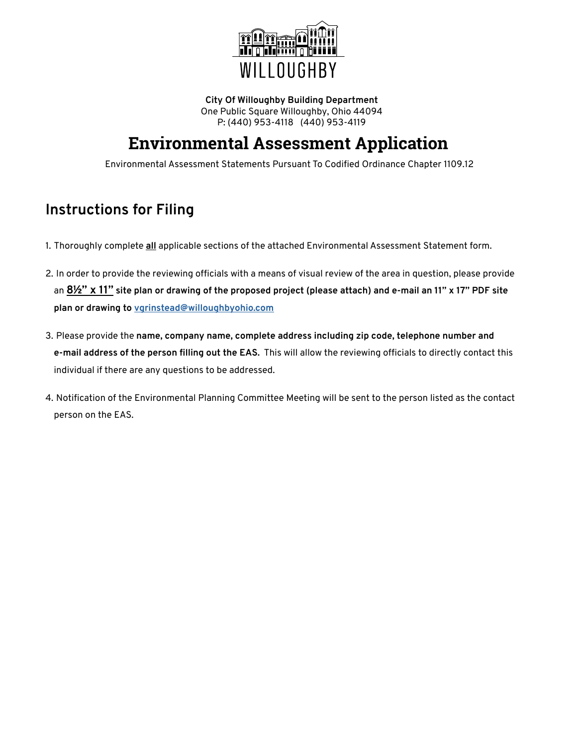WILLOUGHBY

**City Of Willoughby Building Department**
One Public Square Willoughby, Ohio 44094
P: (440) 953-4118 (440) 953-4119

# Environmental Assessment Application

Environmental Assessment Statements Pursuant To Codified Ordinance Chapter 1109.12

## Instructions for Filing

1. Thoroughly complete **all** applicable sections of the attached Environmental Assessment Statement form.

2. In order to provide the reviewing officials with a means of visual review of the area in question, please provide an **8½" x 11" site plan or drawing of the proposed project (please attach) and e-mail an 11" x 17" PDF site plan or drawing to vgrinstead@willoughbyohio.com**

3. Please provide the **name, company name, complete address including zip code, telephone number and e-mail address of the person filling out the EAS.** This will allow the reviewing officials to directly contact this individual if there are any questions to be addressed.

4. Notification of the Environmental Planning Committee Meeting will be sent to the person listed as the contact person on the EAS.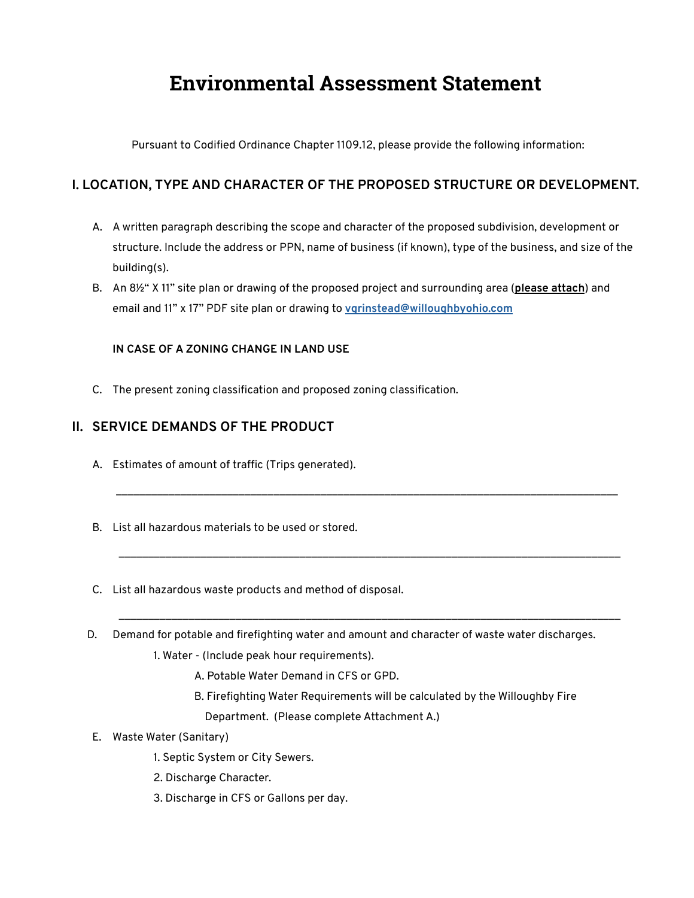# Environmental Assessment Statement

Pursuant to Codified Ordinance Chapter 1109.12, please provide the following information:

## I. LOCATION, TYPE AND CHARACTER OF THE PROPOSED STRUCTURE OR DEVELOPMENT.

A. A written paragraph describing the scope and character of the proposed subdivision, development or structure. Include the address or PPN, name of business (if known), type of the business, and size of the building(s).

B. An 8½" X 11" site plan or drawing of the proposed project and surrounding area (**please attach**) and email and 11" x 17" PDF site plan or drawing to **vgrinstead@willoughbyohio.com**

**IN CASE OF A ZONING CHANGE IN LAND USE**

C. The present zoning classification and proposed zoning classification.

## II. SERVICE DEMANDS OF THE PRODUCT

A. Estimates of amount of traffic (Trips generated).

___________________________________________________________________________

B. List all hazardous materials to be used or stored.

___________________________________________________________________________

C. List all hazardous waste products and method of disposal.

___________________________________________________________________________

D. Demand for potable and firefighting water and amount and character of waste water discharges.

1. Water - (Include peak hour requirements).
   - A. Potable Water Demand in CFS or GPD.
   - B. Firefighting Water Requirements will be calculated by the Willoughby Fire Department. (Please complete Attachment A.)

E. Waste Water (Sanitary)

1. Septic System or City Sewers.
2. Discharge Character.
3. Discharge in CFS or Gallons per day.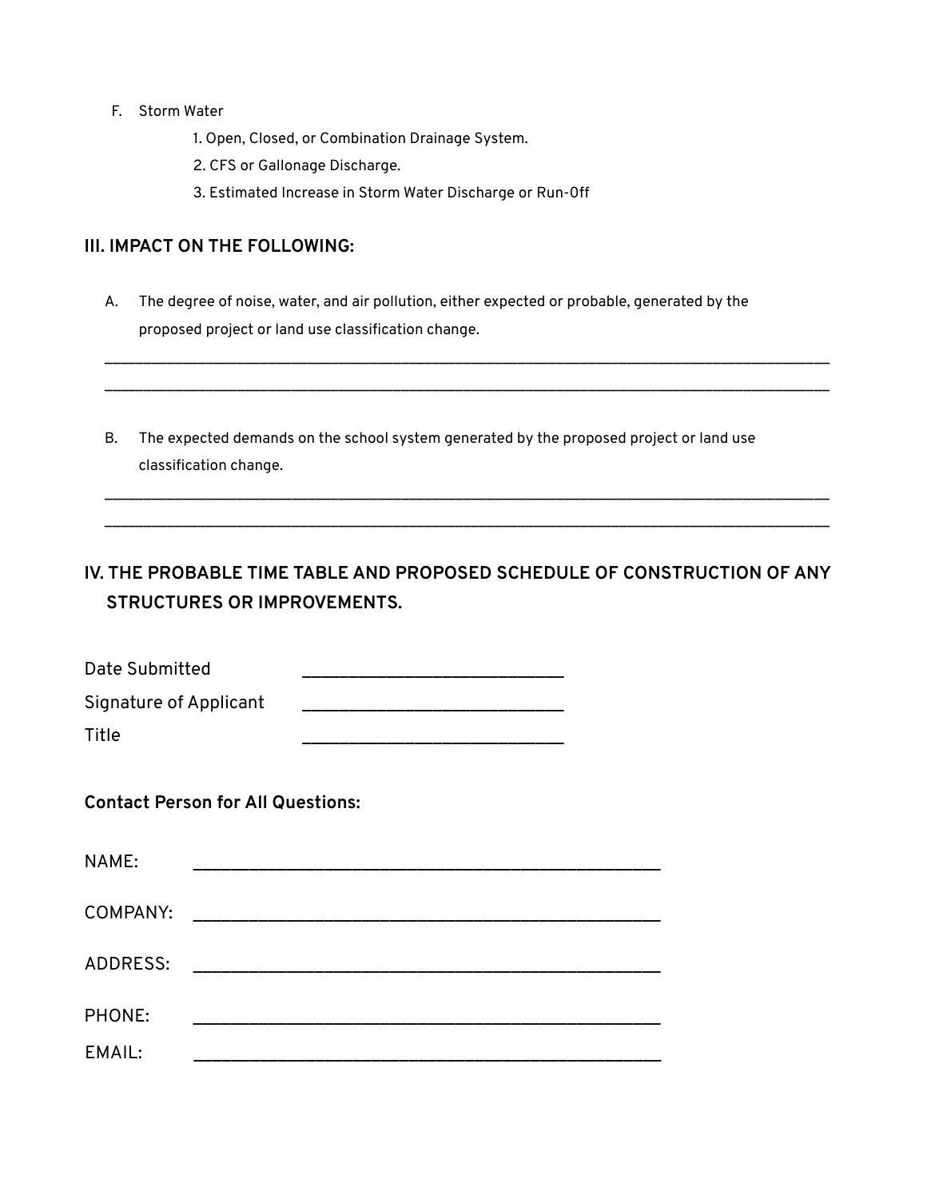F. Storm Water
    1. Open, Closed, or Combination Drainage System.
    2. CFS or Gallonage Discharge.
    3. Estimated Increase in Storm Water Discharge or Run-Off

## III. IMPACT ON THE FOLLOWING:

A. The degree of noise, water, and air pollution, either expected or probable, generated by the proposed project or land use classification change.

______________________________________________________________________________________

______________________________________________________________________________________

B. The expected demands on the school system generated by the proposed project or land use classification change.

______________________________________________________________________________________

______________________________________________________________________________________

## IV. THE PROBABLE TIME TABLE AND PROPOSED SCHEDULE OF CONSTRUCTION OF ANY STRUCTURES OR IMPROVEMENTS.

Date Submitted ______________________________

Signature of Applicant ______________________________

Title ______________________________

**Contact Person for All Questions:**

NAME: ______________________________________________

COMPANY: ______________________________________________

ADDRESS: ______________________________________________

PHONE: ______________________________________________

EMAIL: ______________________________________________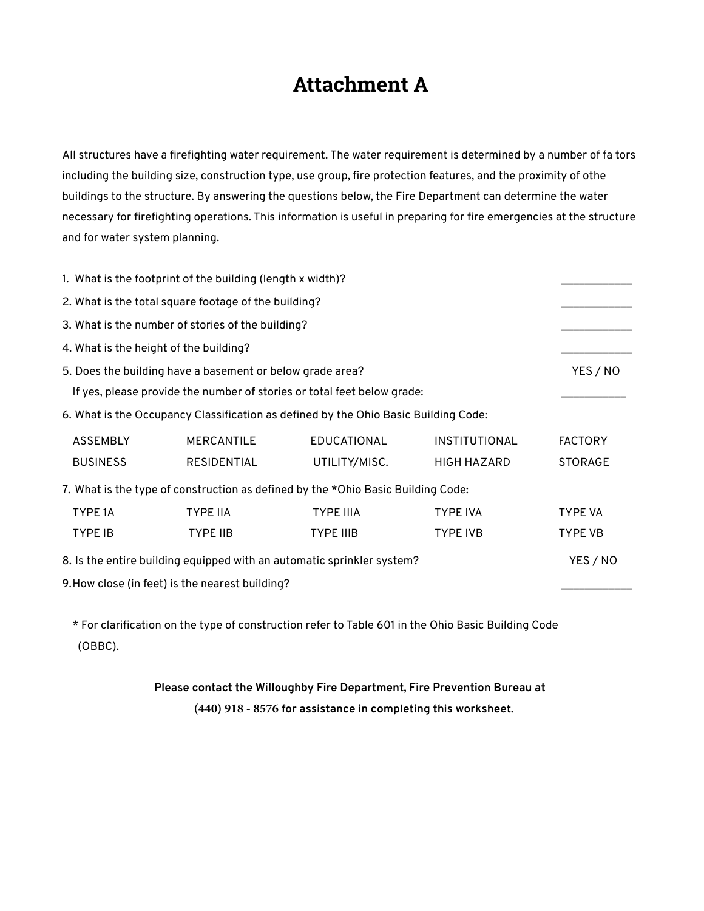# Attachment A

All structures have a firefighting water requirement. The water requirement is determined by a number of fa tors including the building size, construction type, use group, fire protection features, and the proximity of othe buildings to the structure. By answering the questions below, the Fire Department can determine the water necessary for firefighting operations. This information is useful in preparing for fire emergencies at the structure and for water system planning.

1. What is the footprint of the building (length x width)? ____________
2. What is the total square footage of the building? ____________
3. What is the number of stories of the building? ____________
4. What is the height of the building? ____________
5. Does the building have a basement or below grade area? YES / NO

   If yes, please provide the number of stories or total feet below grade: ___________
6. What is the Occupancy Classification as defined by the Ohio Basic Building Code:

| | | | | |
|---|---|---|---|---|
| ASSEMBLY | MERCANTILE | EDUCATIONAL | INSTITUTIONAL | FACTORY |
| BUSINESS | RESIDENTIAL | UTILITY/MISC. | HIGH HAZARD | STORAGE |

7. What is the type of construction as defined by the *Ohio Basic Building Code:

| | | | | |
|---|---|---|---|---|
| TYPE 1A | TYPE IIA | TYPE IIIA | TYPE IVA | TYPE VA |
| TYPE IB | TYPE IIB | TYPE IIIB | TYPE IVB | TYPE VB |

8. Is the entire building equipped with an automatic sprinkler system? YES / NO
9. How close (in feet) is the nearest building? ____________

\* For clarification on the type of construction refer to Table 601 in the Ohio Basic Building Code (OBBC).

**Please contact the Willoughby Fire Department, Fire Prevention Bureau at (440) 918 - 8576 for assistance in completing this worksheet.**